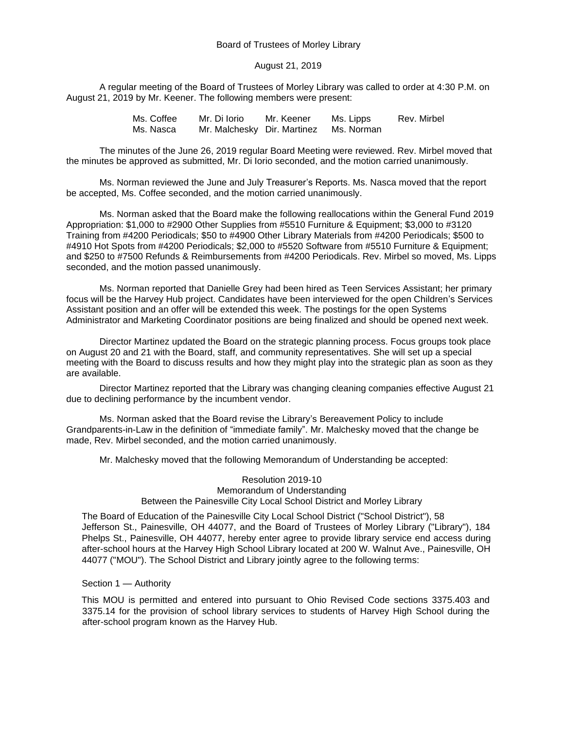Board of Trustees of Morley Library

August 21, 2019

A regular meeting of the Board of Trustees of Morley Library was called to order at 4:30 P.M. on August 21, 2019 by Mr. Keener. The following members were present:

| | | | | |
|---|---|---|---|---|
| Ms. Coffee | Mr. Di Iorio | Mr. Keener | Ms. Lipps | Rev. Mirbel |
| Ms. Nasca | Mr. Malchesky | Dir. Martinez | Ms. Norman | |

The minutes of the June 26, 2019 regular Board Meeting were reviewed. Rev. Mirbel moved that the minutes be approved as submitted, Mr. Di Iorio seconded, and the motion carried unanimously.

Ms. Norman reviewed the June and July Treasurer's Reports. Ms. Nasca moved that the report be accepted, Ms. Coffee seconded, and the motion carried unanimously.

Ms. Norman asked that the Board make the following reallocations within the General Fund 2019 Appropriation: $1,000 to #2900 Other Supplies from #5510 Furniture & Equipment; $3,000 to #3120 Training from #4200 Periodicals; $50 to #4900 Other Library Materials from #4200 Periodicals; $500 to #4910 Hot Spots from #4200 Periodicals; $2,000 to #5520 Software from #5510 Furniture & Equipment; and $250 to #7500 Refunds & Reimbursements from #4200 Periodicals. Rev. Mirbel so moved, Ms. Lipps seconded, and the motion passed unanimously.

Ms. Norman reported that Danielle Grey had been hired as Teen Services Assistant; her primary focus will be the Harvey Hub project. Candidates have been interviewed for the open Children's Services Assistant position and an offer will be extended this week. The postings for the open Systems Administrator and Marketing Coordinator positions are being finalized and should be opened next week.

Director Martinez updated the Board on the strategic planning process. Focus groups took place on August 20 and 21 with the Board, staff, and community representatives. She will set up a special meeting with the Board to discuss results and how they might play into the strategic plan as soon as they are available.

Director Martinez reported that the Library was changing cleaning companies effective August 21 due to declining performance by the incumbent vendor.

Ms. Norman asked that the Board revise the Library's Bereavement Policy to include Grandparents-in-Law in the definition of "immediate family". Mr. Malchesky moved that the change be made, Rev. Mirbel seconded, and the motion carried unanimously.

Mr. Malchesky moved that the following Memorandum of Understanding be accepted:

Resolution 2019-10
Memorandum of Understanding
Between the Painesville City Local School District and Morley Library

The Board of Education of the Painesville City Local School District ("School District"), 58 Jefferson St., Painesville, OH 44077, and the Board of Trustees of Morley Library ("Library"), 184 Phelps St., Painesville, OH 44077, hereby enter agree to provide library service end access during after-school hours at the Harvey High School Library located at 200 W. Walnut Ave., Painesville, OH 44077 ("MOU"). The School District and Library jointly agree to the following terms:

Section 1 — Authority

This MOU is permitted and entered into pursuant to Ohio Revised Code sections 3375.403 and 3375.14 for the provision of school library services to students of Harvey High School during the after-school program known as the Harvey Hub.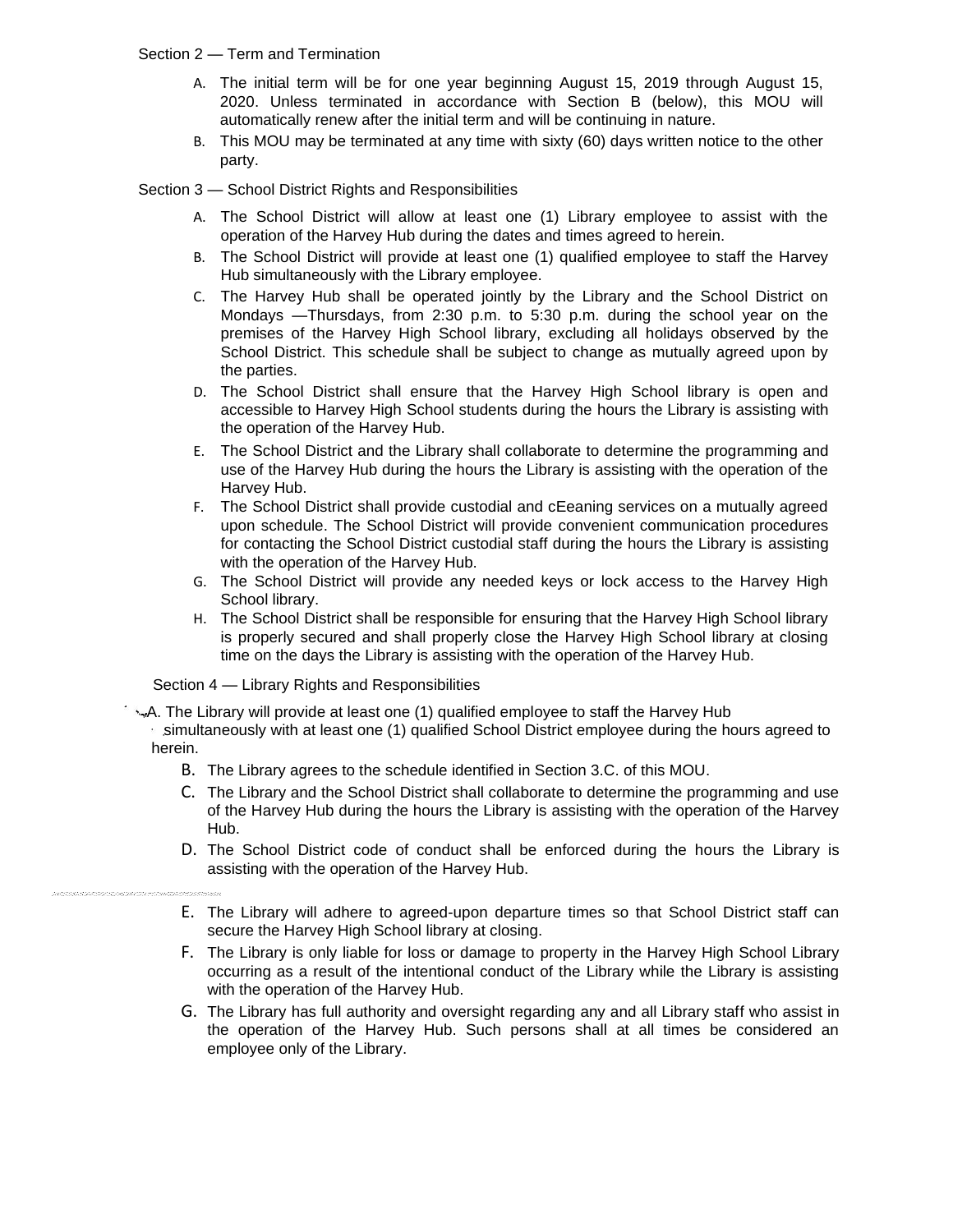Section 2 — Term and Termination

A. The initial term will be for one year beginning August 15, 2019 through August 15, 2020. Unless terminated in accordance with Section B (below), this MOU will automatically renew after the initial term and will be continuing in nature.

B. This MOU may be terminated at any time with sixty (60) days written notice to the other party.

Section 3 — School District Rights and Responsibilities

A. The School District will allow at least one (1) Library employee to assist with the operation of the Harvey Hub during the dates and times agreed to herein.

B. The School District will provide at least one (1) qualified employee to staff the Harvey Hub simultaneously with the Library employee.

C. The Harvey Hub shall be operated jointly by the Library and the School District on Mondays —Thursdays, from 2:30 p.m. to 5:30 p.m. during the school year on the premises of the Harvey High School library, excluding all holidays observed by the School District. This schedule shall be subject to change as mutually agreed upon by the parties.

D. The School District shall ensure that the Harvey High School library is open and accessible to Harvey High School students during the hours the Library is assisting with the operation of the Harvey Hub.

E. The School District and the Library shall collaborate to determine the programming and use of the Harvey Hub during the hours the Library is assisting with the operation of the Harvey Hub.

F. The School District shall provide custodial and cEeaning services on a mutually agreed upon schedule. The School District will provide convenient communication procedures for contacting the School District custodial staff during the hours the Library is assisting with the operation of the Harvey Hub.

G. The School District will provide any needed keys or lock access to the Harvey High School library.

H. The School District shall be responsible for ensuring that the Harvey High School library is properly secured and shall properly close the Harvey High School library at closing time on the days the Library is assisting with the operation of the Harvey Hub.

Section 4 — Library Rights and Responsibilities

A. The Library will provide at least one (1) qualified employee to staff the Harvey Hub simultaneously with at least one (1) qualified School District employee during the hours agreed to herein.

B. The Library agrees to the schedule identified in Section 3.C. of this MOU.

C. The Library and the School District shall collaborate to determine the programming and use of the Harvey Hub during the hours the Library is assisting with the operation of the Harvey Hub.

D. The School District code of conduct shall be enforced during the hours the Library is assisting with the operation of the Harvey Hub.

E. The Library will adhere to agreed-upon departure times so that School District staff can secure the Harvey High School library at closing.

F. The Library is only liable for loss or damage to property in the Harvey High School Library occurring as a result of the intentional conduct of the Library while the Library is assisting with the operation of the Harvey Hub.

G. The Library has full authority and oversight regarding any and all Library staff who assist in the operation of the Harvey Hub. Such persons shall at all times be considered an employee only of the Library.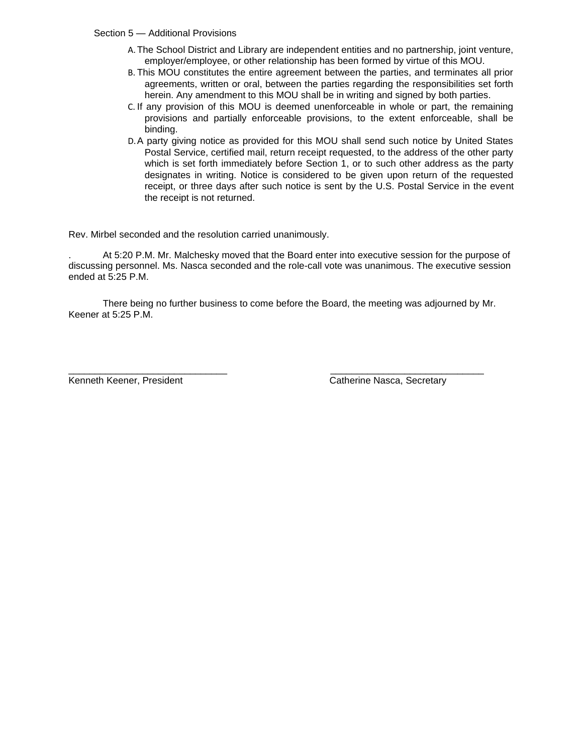Section 5 — Additional Provisions

A. The School District and Library are independent entities and no partnership, joint venture, employer/employee, or other relationship has been formed by virtue of this MOU.

B. This MOU constitutes the entire agreement between the parties, and terminates all prior agreements, written or oral, between the parties regarding the responsibilities set forth herein. Any amendment to this MOU shall be in writing and signed by both parties.

C. If any provision of this MOU is deemed unenforceable in whole or part, the remaining provisions and partially enforceable provisions, to the extent enforceable, shall be binding.

D. A party giving notice as provided for this MOU shall send such notice by United States Postal Service, certified mail, return receipt requested, to the address of the other party which is set forth immediately before Section 1, or to such other address as the party designates in writing. Notice is considered to be given upon return of the requested receipt, or three days after such notice is sent by the U.S. Postal Service in the event the receipt is not returned.

Rev. Mirbel seconded and the resolution carried unanimously.

. At 5:20 P.M. Mr. Malchesky moved that the Board enter into executive session for the purpose of discussing personnel. Ms. Nasca seconded and the role-call vote was unanimous. The executive session ended at 5:25 P.M.

There being no further business to come before the Board, the meeting was adjourned by Mr. Keener at 5:25 P.M.

\_\_\_\_\_\_\_\_\_\_\_\_\_\_\_\_\_\_\_\_\_\_\_\_\_\_\_\_\_\_
Kenneth Keener, President

\_\_\_\_\_\_\_\_\_\_\_\_\_\_\_\_\_\_\_\_\_\_\_\_\_\_\_\_\_\_
Catherine Nasca, Secretary